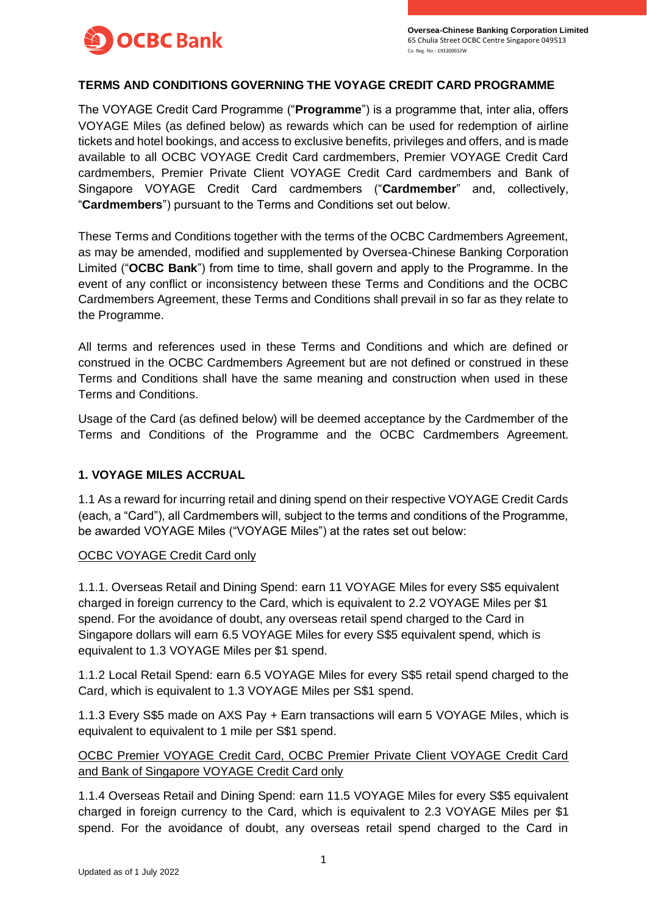**Oversea-Chinese Banking Corporation Limited**
65 Chulia Street OCBC Centre Singapore 049513
Co. Reg. No.: 193200032W

# TERMS AND CONDITIONS GOVERNING THE VOYAGE CREDIT CARD PROGRAMME

The VOYAGE Credit Card Programme ("**Programme**") is a programme that, inter alia, offers VOYAGE Miles (as defined below) as rewards which can be used for redemption of airline tickets and hotel bookings, and access to exclusive benefits, privileges and offers, and is made available to all OCBC VOYAGE Credit Card cardmembers, Premier VOYAGE Credit Card cardmembers, Premier Private Client VOYAGE Credit Card cardmembers and Bank of Singapore VOYAGE Credit Card cardmembers ("**Cardmember**" and, collectively, "**Cardmembers**") pursuant to the Terms and Conditions set out below.

These Terms and Conditions together with the terms of the OCBC Cardmembers Agreement, as may be amended, modified and supplemented by Oversea-Chinese Banking Corporation Limited ("**OCBC Bank**") from time to time, shall govern and apply to the Programme. In the event of any conflict or inconsistency between these Terms and Conditions and the OCBC Cardmembers Agreement, these Terms and Conditions shall prevail in so far as they relate to the Programme.

All terms and references used in these Terms and Conditions and which are defined or construed in the OCBC Cardmembers Agreement but are not defined or construed in these Terms and Conditions shall have the same meaning and construction when used in these Terms and Conditions.

Usage of the Card (as defined below) will be deemed acceptance by the Cardmember of the Terms and Conditions of the Programme and the OCBC Cardmembers Agreement.

## 1. VOYAGE MILES ACCRUAL

1.1 As a reward for incurring retail and dining spend on their respective VOYAGE Credit Cards (each, a "Card"), all Cardmembers will, subject to the terms and conditions of the Programme, be awarded VOYAGE Miles ("VOYAGE Miles") at the rates set out below:

OCBC VOYAGE Credit Card only

1.1.1. Overseas Retail and Dining Spend: earn 11 VOYAGE Miles for every S$5 equivalent charged in foreign currency to the Card, which is equivalent to 2.2 VOYAGE Miles per $1 spend. For the avoidance of doubt, any overseas retail spend charged to the Card in Singapore dollars will earn 6.5 VOYAGE Miles for every S$5 equivalent spend, which is equivalent to 1.3 VOYAGE Miles per $1 spend.

1.1.2 Local Retail Spend: earn 6.5 VOYAGE Miles for every S$5 retail spend charged to the Card, which is equivalent to 1.3 VOYAGE Miles per S$1 spend.

1.1.3 Every S$5 made on AXS Pay + Earn transactions will earn 5 VOYAGE Miles, which is equivalent to equivalent to 1 mile per S$1 spend.

OCBC Premier VOYAGE Credit Card, OCBC Premier Private Client VOYAGE Credit Card and Bank of Singapore VOYAGE Credit Card only

1.1.4 Overseas Retail and Dining Spend: earn 11.5 VOYAGE Miles for every S$5 equivalent charged in foreign currency to the Card, which is equivalent to 2.3 VOYAGE Miles per $1 spend. For the avoidance of doubt, any overseas retail spend charged to the Card in

Updated as of 1 July 2022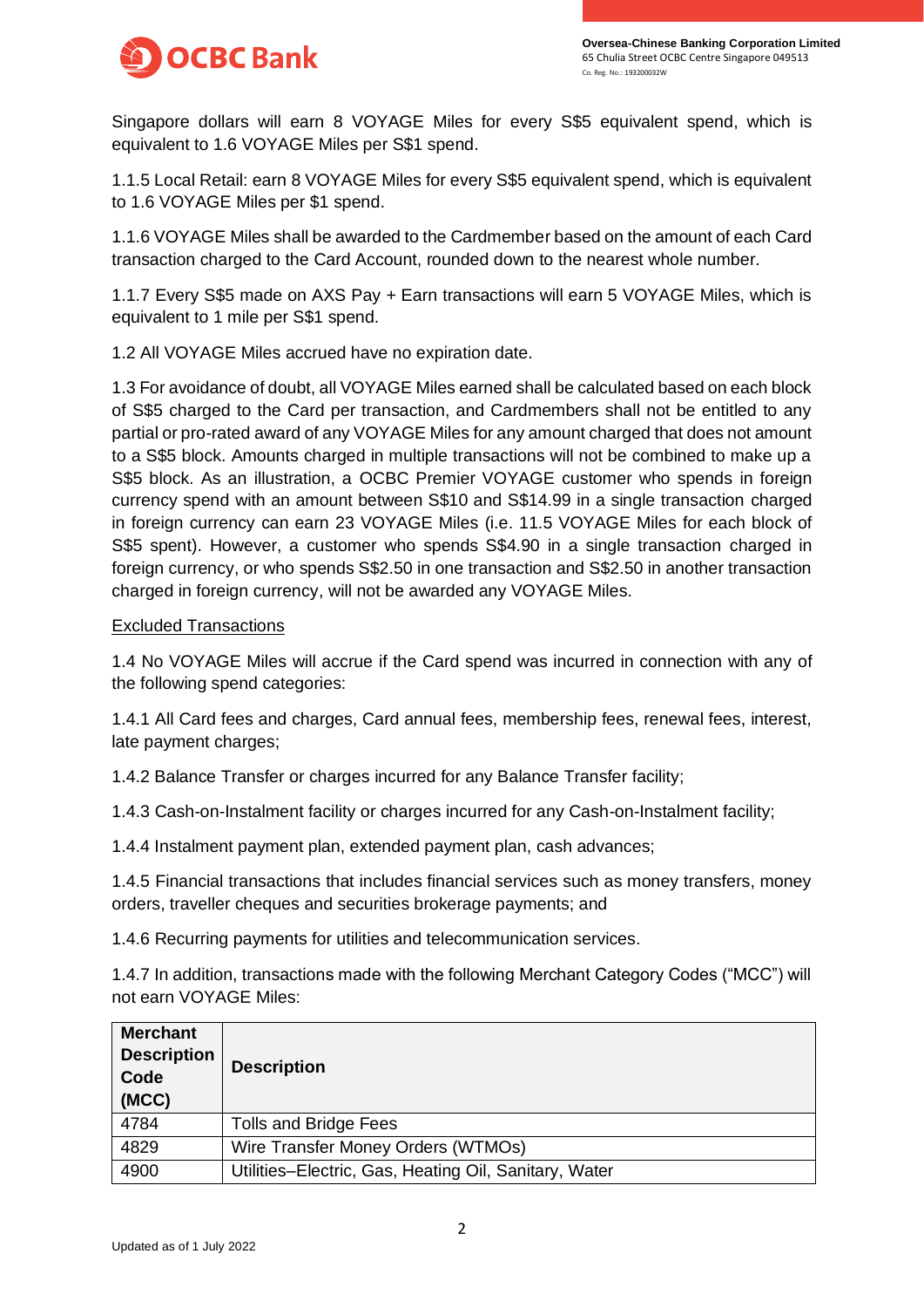Singapore dollars will earn 8 VOYAGE Miles for every S$5 equivalent spend, which is equivalent to 1.6 VOYAGE Miles per S$1 spend.

1.1.5 Local Retail: earn 8 VOYAGE Miles for every S$5 equivalent spend, which is equivalent to 1.6 VOYAGE Miles per $1 spend.

1.1.6 VOYAGE Miles shall be awarded to the Cardmember based on the amount of each Card transaction charged to the Card Account, rounded down to the nearest whole number.

1.1.7 Every S$5 made on AXS Pay + Earn transactions will earn 5 VOYAGE Miles, which is equivalent to 1 mile per S$1 spend.

1.2 All VOYAGE Miles accrued have no expiration date.

1.3 For avoidance of doubt, all VOYAGE Miles earned shall be calculated based on each block of S$5 charged to the Card per transaction, and Cardmembers shall not be entitled to any partial or pro-rated award of any VOYAGE Miles for any amount charged that does not amount to a S$5 block. Amounts charged in multiple transactions will not be combined to make up a S$5 block. As an illustration, a OCBC Premier VOYAGE customer who spends in foreign currency spend with an amount between S$10 and S$14.99 in a single transaction charged in foreign currency can earn 23 VOYAGE Miles (i.e. 11.5 VOYAGE Miles for each block of S$5 spent). However, a customer who spends S$4.90 in a single transaction charged in foreign currency, or who spends S$2.50 in one transaction and S$2.50 in another transaction charged in foreign currency, will not be awarded any VOYAGE Miles.

Excluded Transactions

1.4 No VOYAGE Miles will accrue if the Card spend was incurred in connection with any of the following spend categories:

1.4.1 All Card fees and charges, Card annual fees, membership fees, renewal fees, interest, late payment charges;

1.4.2 Balance Transfer or charges incurred for any Balance Transfer facility;

1.4.3 Cash-on-Instalment facility or charges incurred for any Cash-on-Instalment facility;

1.4.4 Instalment payment plan, extended payment plan, cash advances;

1.4.5 Financial transactions that includes financial services such as money transfers, money orders, traveller cheques and securities brokerage payments; and

1.4.6 Recurring payments for utilities and telecommunication services.

1.4.7 In addition, transactions made with the following Merchant Category Codes ("MCC") will not earn VOYAGE Miles:

| Merchant Description Code (MCC) | Description |
|---|---|
| 4784 | Tolls and Bridge Fees |
| 4829 | Wire Transfer Money Orders (WTMOs) |
| 4900 | Utilities–Electric, Gas, Heating Oil, Sanitary, Water |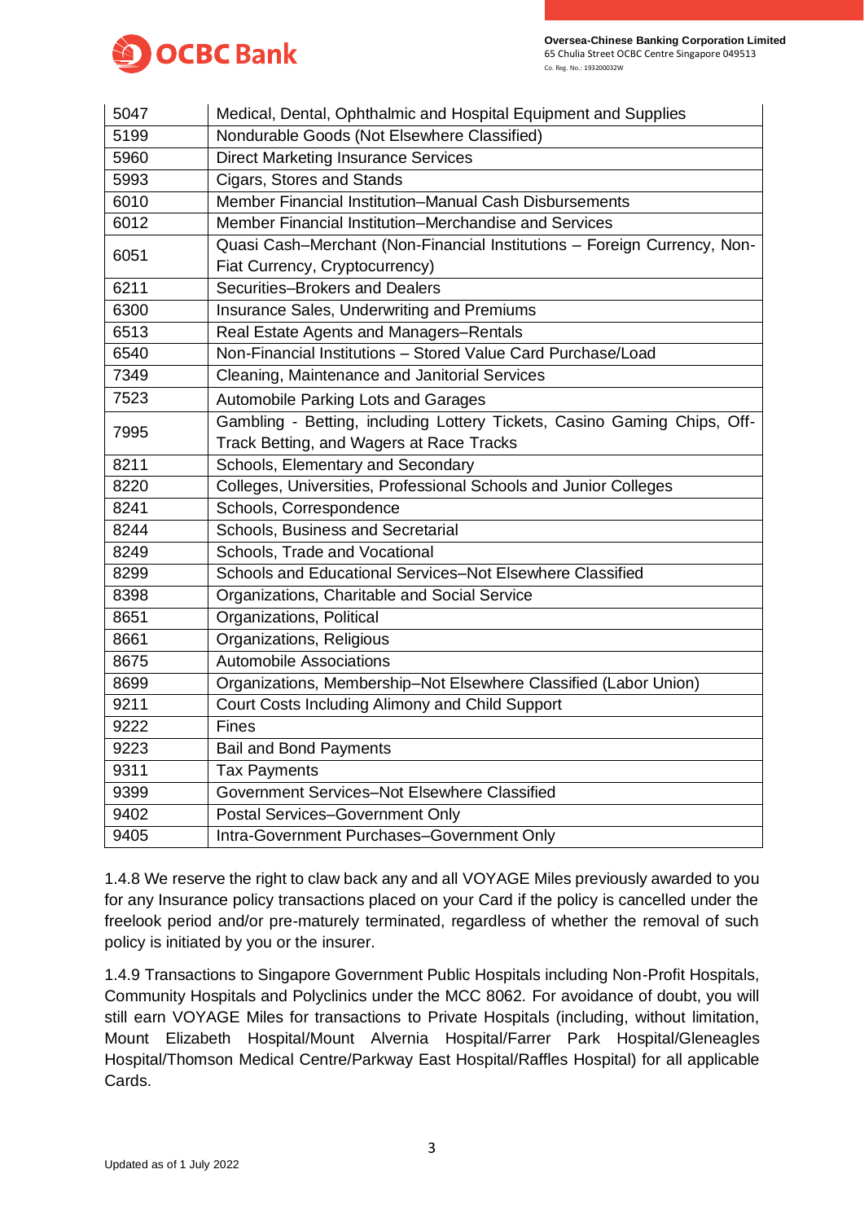| | |
|---|---|
| 5047 | Medical, Dental, Ophthalmic and Hospital Equipment and Supplies |
| 5199 | Nondurable Goods (Not Elsewhere Classified) |
| 5960 | Direct Marketing Insurance Services |
| 5993 | Cigars, Stores and Stands |
| 6010 | Member Financial Institution–Manual Cash Disbursements |
| 6012 | Member Financial Institution–Merchandise and Services |
| 6051 | Quasi Cash–Merchant (Non-Financial Institutions – Foreign Currency, Non-Fiat Currency, Cryptocurrency) |
| 6211 | Securities–Brokers and Dealers |
| 6300 | Insurance Sales, Underwriting and Premiums |
| 6513 | Real Estate Agents and Managers–Rentals |
| 6540 | Non-Financial Institutions – Stored Value Card Purchase/Load |
| 7349 | Cleaning, Maintenance and Janitorial Services |
| 7523 | Automobile Parking Lots and Garages |
| 7995 | Gambling - Betting, including Lottery Tickets, Casino Gaming Chips, Off-Track Betting, and Wagers at Race Tracks |
| 8211 | Schools, Elementary and Secondary |
| 8220 | Colleges, Universities, Professional Schools and Junior Colleges |
| 8241 | Schools, Correspondence |
| 8244 | Schools, Business and Secretarial |
| 8249 | Schools, Trade and Vocational |
| 8299 | Schools and Educational Services–Not Elsewhere Classified |
| 8398 | Organizations, Charitable and Social Service |
| 8651 | Organizations, Political |
| 8661 | Organizations, Religious |
| 8675 | Automobile Associations |
| 8699 | Organizations, Membership–Not Elsewhere Classified (Labor Union) |
| 9211 | Court Costs Including Alimony and Child Support |
| 9222 | Fines |
| 9223 | Bail and Bond Payments |
| 9311 | Tax Payments |
| 9399 | Government Services–Not Elsewhere Classified |
| 9402 | Postal Services–Government Only |
| 9405 | Intra-Government Purchases–Government Only |

1.4.8 We reserve the right to claw back any and all VOYAGE Miles previously awarded to you for any Insurance policy transactions placed on your Card if the policy is cancelled under the freelook period and/or pre-maturely terminated, regardless of whether the removal of such policy is initiated by you or the insurer.

1.4.9 Transactions to Singapore Government Public Hospitals including Non-Profit Hospitals, Community Hospitals and Polyclinics under the MCC 8062. For avoidance of doubt, you will still earn VOYAGE Miles for transactions to Private Hospitals (including, without limitation, Mount Elizabeth Hospital/Mount Alvernia Hospital/Farrer Park Hospital/Gleneagles Hospital/Thomson Medical Centre/Parkway East Hospital/Raffles Hospital) for all applicable Cards.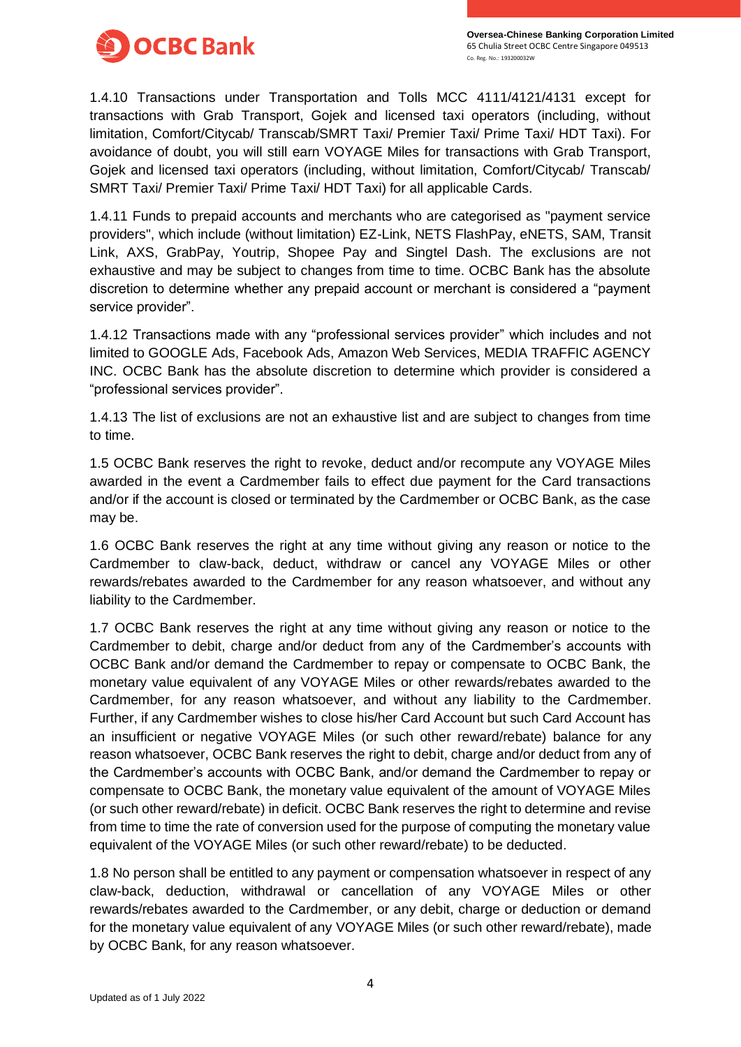1.4.10 Transactions under Transportation and Tolls MCC 4111/4121/4131 except for transactions with Grab Transport, Gojek and licensed taxi operators (including, without limitation, Comfort/Citycab/ Transcab/SMRT Taxi/ Premier Taxi/ Prime Taxi/ HDT Taxi). For avoidance of doubt, you will still earn VOYAGE Miles for transactions with Grab Transport, Gojek and licensed taxi operators (including, without limitation, Comfort/Citycab/ Transcab/ SMRT Taxi/ Premier Taxi/ Prime Taxi/ HDT Taxi) for all applicable Cards.

1.4.11 Funds to prepaid accounts and merchants who are categorised as "payment service providers", which include (without limitation) EZ-Link, NETS FlashPay, eNETS, SAM, Transit Link, AXS, GrabPay, Youtrip, Shopee Pay and Singtel Dash. The exclusions are not exhaustive and may be subject to changes from time to time. OCBC Bank has the absolute discretion to determine whether any prepaid account or merchant is considered a "payment service provider".

1.4.12 Transactions made with any "professional services provider" which includes and not limited to GOOGLE Ads, Facebook Ads, Amazon Web Services, MEDIA TRAFFIC AGENCY INC. OCBC Bank has the absolute discretion to determine which provider is considered a "professional services provider".

1.4.13 The list of exclusions are not an exhaustive list and are subject to changes from time to time.

1.5 OCBC Bank reserves the right to revoke, deduct and/or recompute any VOYAGE Miles awarded in the event a Cardmember fails to effect due payment for the Card transactions and/or if the account is closed or terminated by the Cardmember or OCBC Bank, as the case may be.

1.6 OCBC Bank reserves the right at any time without giving any reason or notice to the Cardmember to claw-back, deduct, withdraw or cancel any VOYAGE Miles or other rewards/rebates awarded to the Cardmember for any reason whatsoever, and without any liability to the Cardmember.

1.7 OCBC Bank reserves the right at any time without giving any reason or notice to the Cardmember to debit, charge and/or deduct from any of the Cardmember's accounts with OCBC Bank and/or demand the Cardmember to repay or compensate to OCBC Bank, the monetary value equivalent of any VOYAGE Miles or other rewards/rebates awarded to the Cardmember, for any reason whatsoever, and without any liability to the Cardmember. Further, if any Cardmember wishes to close his/her Card Account but such Card Account has an insufficient or negative VOYAGE Miles (or such other reward/rebate) balance for any reason whatsoever, OCBC Bank reserves the right to debit, charge and/or deduct from any of the Cardmember's accounts with OCBC Bank, and/or demand the Cardmember to repay or compensate to OCBC Bank, the monetary value equivalent of the amount of VOYAGE Miles (or such other reward/rebate) in deficit. OCBC Bank reserves the right to determine and revise from time to time the rate of conversion used for the purpose of computing the monetary value equivalent of the VOYAGE Miles (or such other reward/rebate) to be deducted.

1.8 No person shall be entitled to any payment or compensation whatsoever in respect of any claw-back, deduction, withdrawal or cancellation of any VOYAGE Miles or other rewards/rebates awarded to the Cardmember, or any debit, charge or deduction or demand for the monetary value equivalent of any VOYAGE Miles (or such other reward/rebate), made by OCBC Bank, for any reason whatsoever.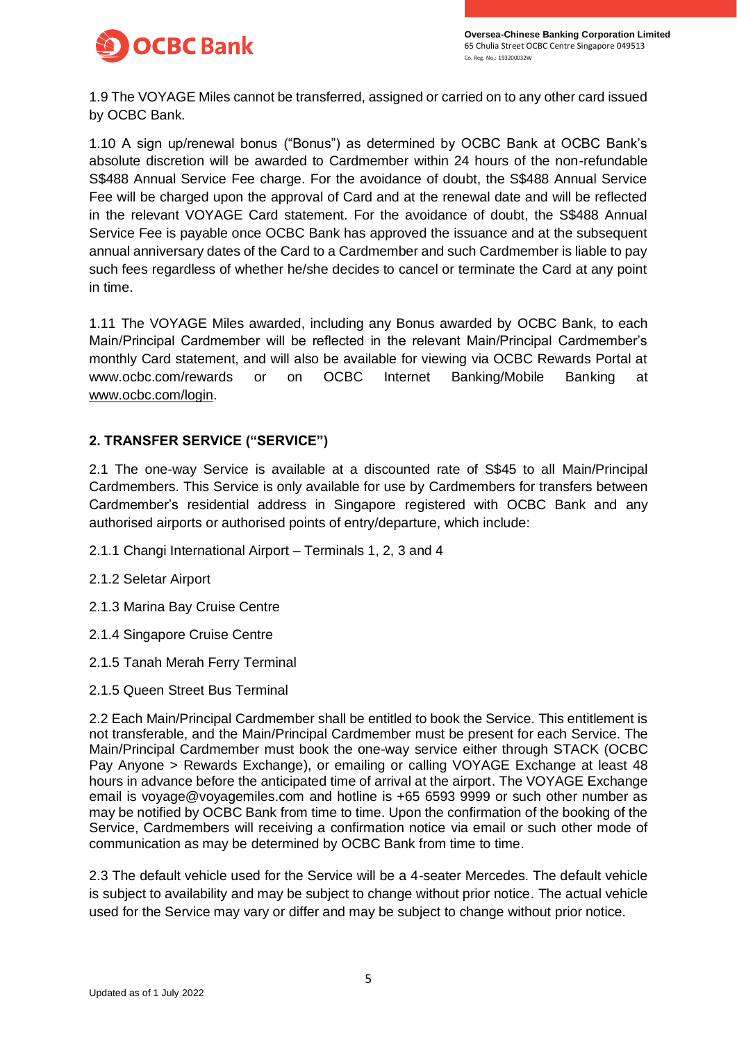1.9 The VOYAGE Miles cannot be transferred, assigned or carried on to any other card issued by OCBC Bank.

1.10 A sign up/renewal bonus ("Bonus") as determined by OCBC Bank at OCBC Bank's absolute discretion will be awarded to Cardmember within 24 hours of the non-refundable S$488 Annual Service Fee charge. For the avoidance of doubt, the S$488 Annual Service Fee will be charged upon the approval of Card and at the renewal date and will be reflected in the relevant VOYAGE Card statement. For the avoidance of doubt, the S$488 Annual Service Fee is payable once OCBC Bank has approved the issuance and at the subsequent annual anniversary dates of the Card to a Cardmember and such Cardmember is liable to pay such fees regardless of whether he/she decides to cancel or terminate the Card at any point in time.

1.11 The VOYAGE Miles awarded, including any Bonus awarded by OCBC Bank, to each Main/Principal Cardmember will be reflected in the relevant Main/Principal Cardmember's monthly Card statement, and will also be available for viewing via OCBC Rewards Portal at www.ocbc.com/rewards or on OCBC Internet Banking/Mobile Banking at www.ocbc.com/login.

## 2. TRANSFER SERVICE ("SERVICE")

2.1 The one-way Service is available at a discounted rate of S$45 to all Main/Principal Cardmembers. This Service is only available for use by Cardmembers for transfers between Cardmember's residential address in Singapore registered with OCBC Bank and any authorised airports or authorised points of entry/departure, which include:

2.1.1 Changi International Airport – Terminals 1, 2, 3 and 4

2.1.2 Seletar Airport

2.1.3 Marina Bay Cruise Centre

2.1.4 Singapore Cruise Centre

2.1.5 Tanah Merah Ferry Terminal

2.1.5 Queen Street Bus Terminal

2.2 Each Main/Principal Cardmember shall be entitled to book the Service. This entitlement is not transferable, and the Main/Principal Cardmember must be present for each Service. The Main/Principal Cardmember must book the one-way service either through STACK (OCBC Pay Anyone > Rewards Exchange), or emailing or calling VOYAGE Exchange at least 48 hours in advance before the anticipated time of arrival at the airport. The VOYAGE Exchange email is voyage@voyagemiles.com and hotline is +65 6593 9999 or such other number as may be notified by OCBC Bank from time to time. Upon the confirmation of the booking of the Service, Cardmembers will receiving a confirmation notice via email or such other mode of communication as may be determined by OCBC Bank from time to time.

2.3 The default vehicle used for the Service will be a 4-seater Mercedes. The default vehicle is subject to availability and may be subject to change without prior notice. The actual vehicle used for the Service may vary or differ and may be subject to change without prior notice.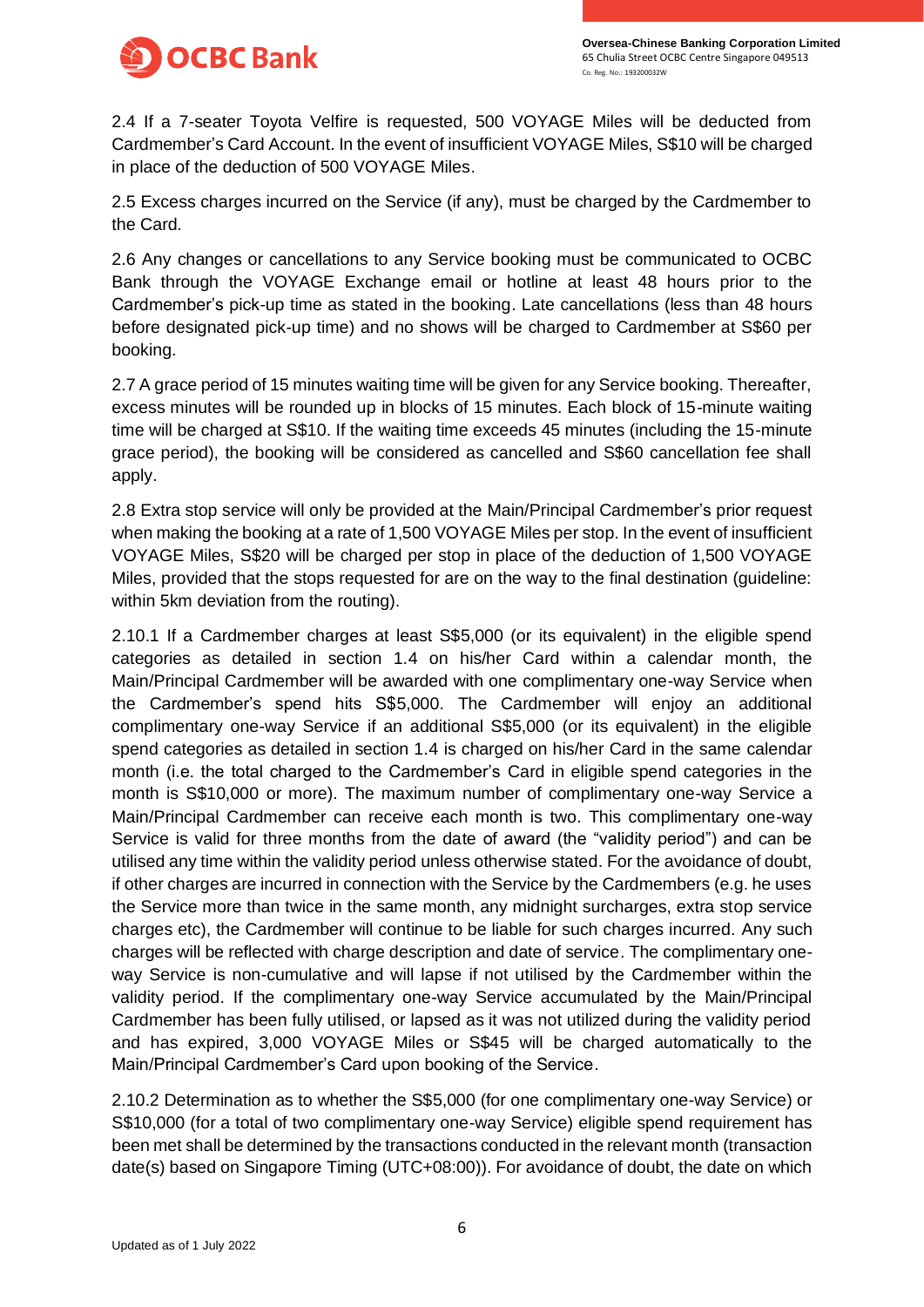2.4 If a 7-seater Toyota Velfire is requested, 500 VOYAGE Miles will be deducted from Cardmember's Card Account. In the event of insufficient VOYAGE Miles, S$10 will be charged in place of the deduction of 500 VOYAGE Miles.

2.5 Excess charges incurred on the Service (if any), must be charged by the Cardmember to the Card.

2.6 Any changes or cancellations to any Service booking must be communicated to OCBC Bank through the VOYAGE Exchange email or hotline at least 48 hours prior to the Cardmember's pick-up time as stated in the booking. Late cancellations (less than 48 hours before designated pick-up time) and no shows will be charged to Cardmember at S$60 per booking.

2.7 A grace period of 15 minutes waiting time will be given for any Service booking. Thereafter, excess minutes will be rounded up in blocks of 15 minutes. Each block of 15-minute waiting time will be charged at S$10. If the waiting time exceeds 45 minutes (including the 15-minute grace period), the booking will be considered as cancelled and S$60 cancellation fee shall apply.

2.8 Extra stop service will only be provided at the Main/Principal Cardmember's prior request when making the booking at a rate of 1,500 VOYAGE Miles per stop. In the event of insufficient VOYAGE Miles, S$20 will be charged per stop in place of the deduction of 1,500 VOYAGE Miles, provided that the stops requested for are on the way to the final destination (guideline: within 5km deviation from the routing).

2.10.1 If a Cardmember charges at least S$5,000 (or its equivalent) in the eligible spend categories as detailed in section 1.4 on his/her Card within a calendar month, the Main/Principal Cardmember will be awarded with one complimentary one-way Service when the Cardmember's spend hits S$5,000. The Cardmember will enjoy an additional complimentary one-way Service if an additional S$5,000 (or its equivalent) in the eligible spend categories as detailed in section 1.4 is charged on his/her Card in the same calendar month (i.e. the total charged to the Cardmember's Card in eligible spend categories in the month is S$10,000 or more). The maximum number of complimentary one-way Service a Main/Principal Cardmember can receive each month is two. This complimentary one-way Service is valid for three months from the date of award (the "validity period") and can be utilised any time within the validity period unless otherwise stated. For the avoidance of doubt, if other charges are incurred in connection with the Service by the Cardmembers (e.g. he uses the Service more than twice in the same month, any midnight surcharges, extra stop service charges etc), the Cardmember will continue to be liable for such charges incurred. Any such charges will be reflected with charge description and date of service. The complimentary one-way Service is non-cumulative and will lapse if not utilised by the Cardmember within the validity period. If the complimentary one-way Service accumulated by the Main/Principal Cardmember has been fully utilised, or lapsed as it was not utilized during the validity period and has expired, 3,000 VOYAGE Miles or S$45 will be charged automatically to the Main/Principal Cardmember's Card upon booking of the Service.

2.10.2 Determination as to whether the S$5,000 (for one complimentary one-way Service) or S$10,000 (for a total of two complimentary one-way Service) eligible spend requirement has been met shall be determined by the transactions conducted in the relevant month (transaction date(s) based on Singapore Timing (UTC+08:00)). For avoidance of doubt, the date on which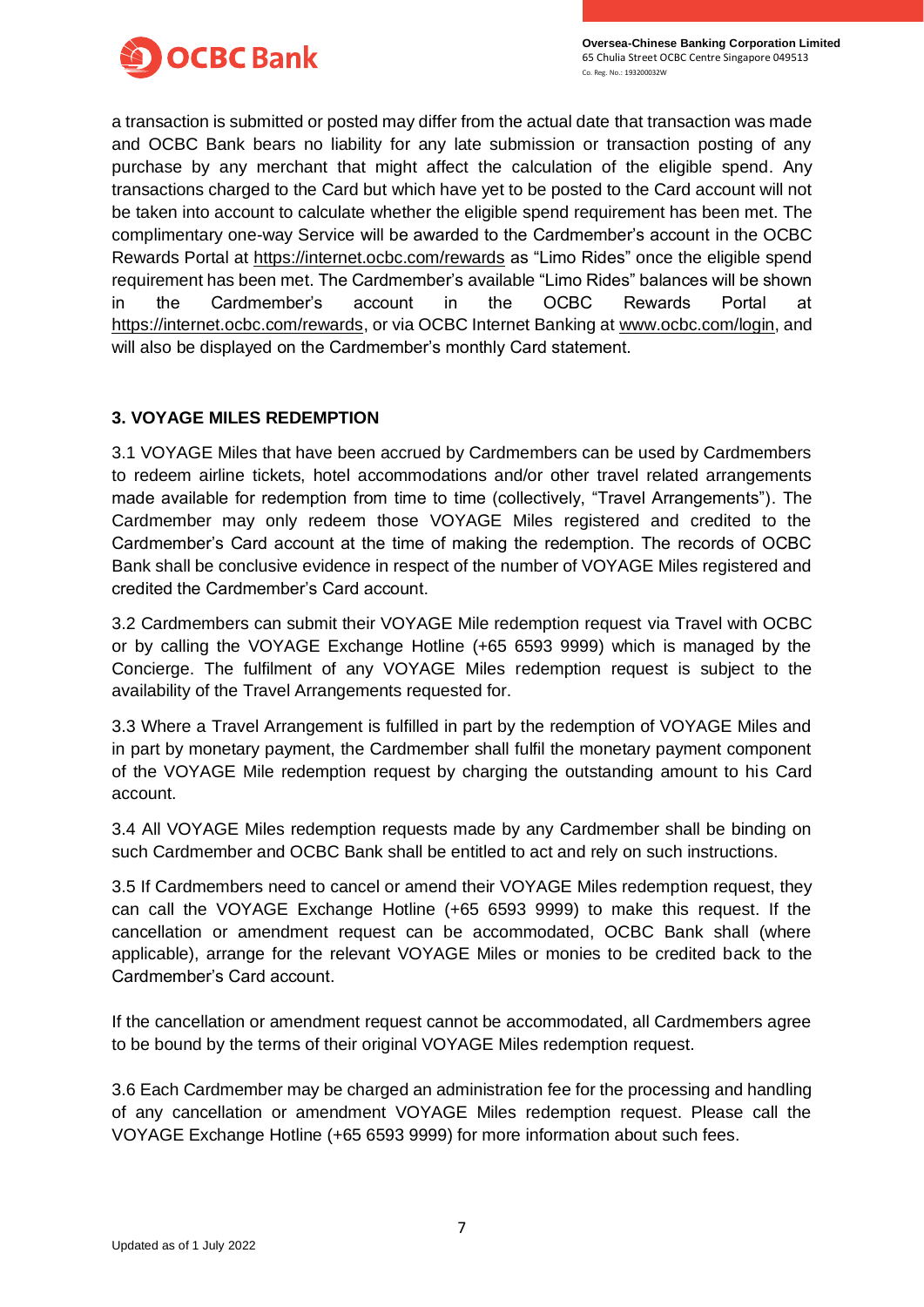a transaction is submitted or posted may differ from the actual date that transaction was made and OCBC Bank bears no liability for any late submission or transaction posting of any purchase by any merchant that might affect the calculation of the eligible spend. Any transactions charged to the Card but which have yet to be posted to the Card account will not be taken into account to calculate whether the eligible spend requirement has been met. The complimentary one-way Service will be awarded to the Cardmember's account in the OCBC Rewards Portal at https://internet.ocbc.com/rewards as "Limo Rides" once the eligible spend requirement has been met. The Cardmember's available "Limo Rides" balances will be shown in the Cardmember's account in the OCBC Rewards Portal at https://internet.ocbc.com/rewards, or via OCBC Internet Banking at www.ocbc.com/login, and will also be displayed on the Cardmember's monthly Card statement.

## 3. VOYAGE MILES REDEMPTION

3.1 VOYAGE Miles that have been accrued by Cardmembers can be used by Cardmembers to redeem airline tickets, hotel accommodations and/or other travel related arrangements made available for redemption from time to time (collectively, "Travel Arrangements"). The Cardmember may only redeem those VOYAGE Miles registered and credited to the Cardmember's Card account at the time of making the redemption. The records of OCBC Bank shall be conclusive evidence in respect of the number of VOYAGE Miles registered and credited the Cardmember's Card account.

3.2 Cardmembers can submit their VOYAGE Mile redemption request via Travel with OCBC or by calling the VOYAGE Exchange Hotline (+65 6593 9999) which is managed by the Concierge. The fulfilment of any VOYAGE Miles redemption request is subject to the availability of the Travel Arrangements requested for.

3.3 Where a Travel Arrangement is fulfilled in part by the redemption of VOYAGE Miles and in part by monetary payment, the Cardmember shall fulfil the monetary payment component of the VOYAGE Mile redemption request by charging the outstanding amount to his Card account.

3.4 All VOYAGE Miles redemption requests made by any Cardmember shall be binding on such Cardmember and OCBC Bank shall be entitled to act and rely on such instructions.

3.5 If Cardmembers need to cancel or amend their VOYAGE Miles redemption request, they can call the VOYAGE Exchange Hotline (+65 6593 9999) to make this request. If the cancellation or amendment request can be accommodated, OCBC Bank shall (where applicable), arrange for the relevant VOYAGE Miles or monies to be credited back to the Cardmember's Card account.

If the cancellation or amendment request cannot be accommodated, all Cardmembers agree to be bound by the terms of their original VOYAGE Miles redemption request.

3.6 Each Cardmember may be charged an administration fee for the processing and handling of any cancellation or amendment VOYAGE Miles redemption request. Please call the VOYAGE Exchange Hotline (+65 6593 9999) for more information about such fees.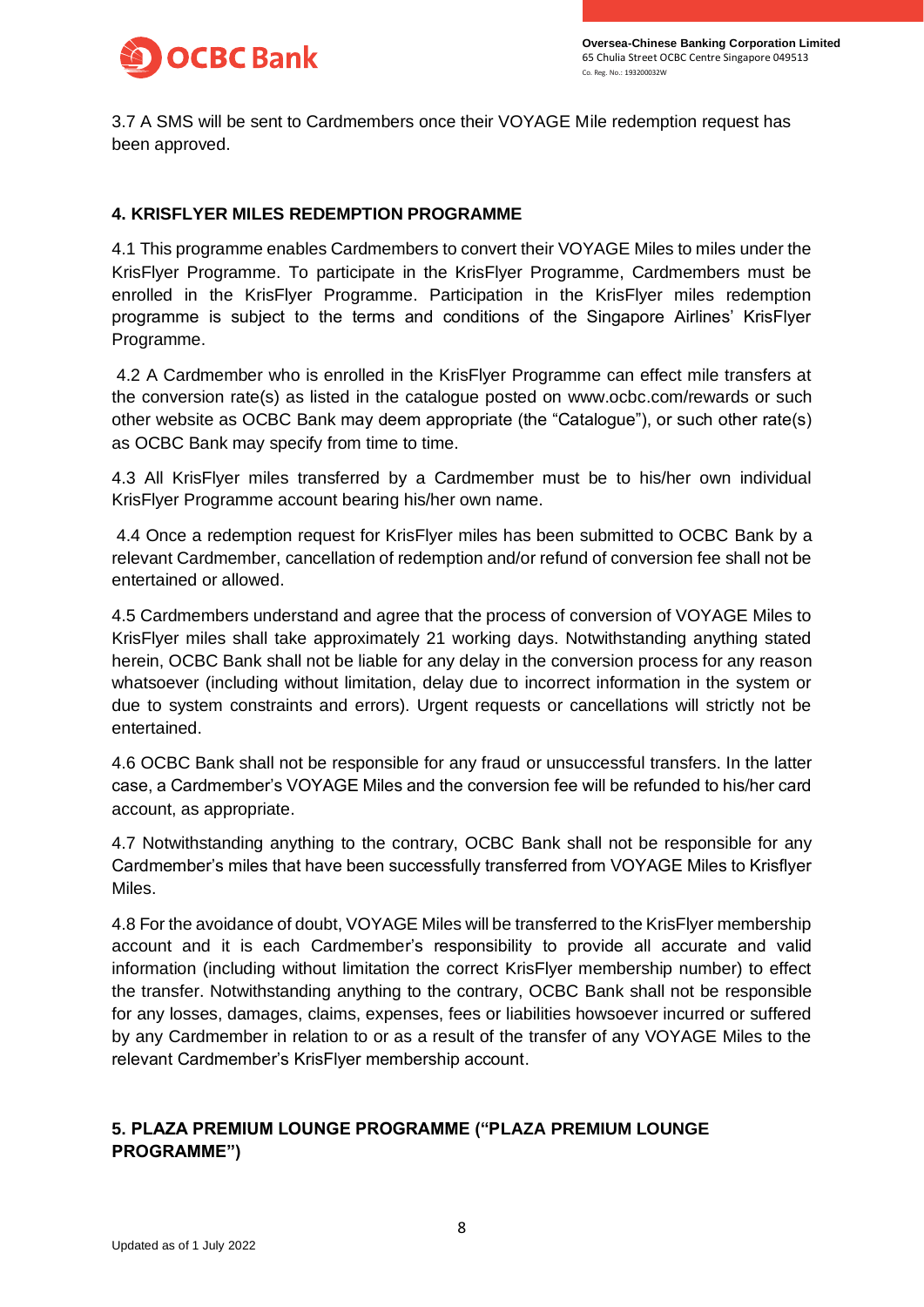3.7 A SMS will be sent to Cardmembers once their VOYAGE Mile redemption request has been approved.

## 4. KRISFLYER MILES REDEMPTION PROGRAMME

4.1 This programme enables Cardmembers to convert their VOYAGE Miles to miles under the KrisFlyer Programme. To participate in the KrisFlyer Programme, Cardmembers must be enrolled in the KrisFlyer Programme. Participation in the KrisFlyer miles redemption programme is subject to the terms and conditions of the Singapore Airlines' KrisFlyer Programme.

4.2 A Cardmember who is enrolled in the KrisFlyer Programme can effect mile transfers at the conversion rate(s) as listed in the catalogue posted on www.ocbc.com/rewards or such other website as OCBC Bank may deem appropriate (the "Catalogue"), or such other rate(s) as OCBC Bank may specify from time to time.

4.3 All KrisFlyer miles transferred by a Cardmember must be to his/her own individual KrisFlyer Programme account bearing his/her own name.

4.4 Once a redemption request for KrisFlyer miles has been submitted to OCBC Bank by a relevant Cardmember, cancellation of redemption and/or refund of conversion fee shall not be entertained or allowed.

4.5 Cardmembers understand and agree that the process of conversion of VOYAGE Miles to KrisFlyer miles shall take approximately 21 working days. Notwithstanding anything stated herein, OCBC Bank shall not be liable for any delay in the conversion process for any reason whatsoever (including without limitation, delay due to incorrect information in the system or due to system constraints and errors). Urgent requests or cancellations will strictly not be entertained.

4.6 OCBC Bank shall not be responsible for any fraud or unsuccessful transfers. In the latter case, a Cardmember's VOYAGE Miles and the conversion fee will be refunded to his/her card account, as appropriate.

4.7 Notwithstanding anything to the contrary, OCBC Bank shall not be responsible for any Cardmember's miles that have been successfully transferred from VOYAGE Miles to Krisflyer Miles.

4.8 For the avoidance of doubt, VOYAGE Miles will be transferred to the KrisFlyer membership account and it is each Cardmember's responsibility to provide all accurate and valid information (including without limitation the correct KrisFlyer membership number) to effect the transfer. Notwithstanding anything to the contrary, OCBC Bank shall not be responsible for any losses, damages, claims, expenses, fees or liabilities howsoever incurred or suffered by any Cardmember in relation to or as a result of the transfer of any VOYAGE Miles to the relevant Cardmember's KrisFlyer membership account.

## 5. PLAZA PREMIUM LOUNGE PROGRAMME ("PLAZA PREMIUM LOUNGE PROGRAMME")

Updated as of 1 July 2022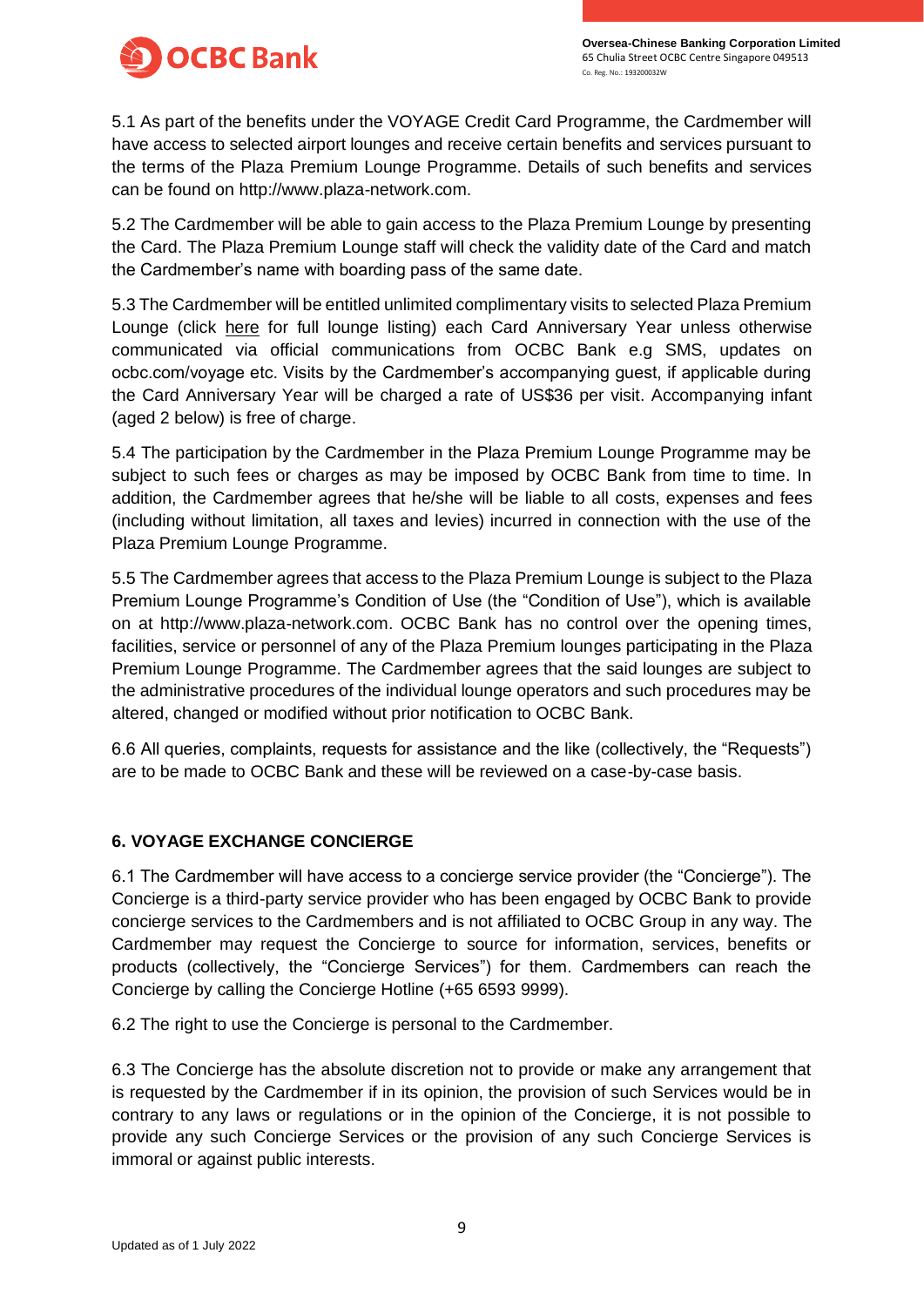5.1 As part of the benefits under the VOYAGE Credit Card Programme, the Cardmember will have access to selected airport lounges and receive certain benefits and services pursuant to the terms of the Plaza Premium Lounge Programme. Details of such benefits and services can be found on http://www.plaza-network.com.

5.2 The Cardmember will be able to gain access to the Plaza Premium Lounge by presenting the Card. The Plaza Premium Lounge staff will check the validity date of the Card and match the Cardmember's name with boarding pass of the same date.

5.3 The Cardmember will be entitled unlimited complimentary visits to selected Plaza Premium Lounge (click here for full lounge listing) each Card Anniversary Year unless otherwise communicated via official communications from OCBC Bank e.g SMS, updates on ocbc.com/voyage etc. Visits by the Cardmember's accompanying guest, if applicable during the Card Anniversary Year will be charged a rate of US$36 per visit. Accompanying infant (aged 2 below) is free of charge.

5.4 The participation by the Cardmember in the Plaza Premium Lounge Programme may be subject to such fees or charges as may be imposed by OCBC Bank from time to time. In addition, the Cardmember agrees that he/she will be liable to all costs, expenses and fees (including without limitation, all taxes and levies) incurred in connection with the use of the Plaza Premium Lounge Programme.

5.5 The Cardmember agrees that access to the Plaza Premium Lounge is subject to the Plaza Premium Lounge Programme's Condition of Use (the "Condition of Use"), which is available on at http://www.plaza-network.com. OCBC Bank has no control over the opening times, facilities, service or personnel of any of the Plaza Premium lounges participating in the Plaza Premium Lounge Programme. The Cardmember agrees that the said lounges are subject to the administrative procedures of the individual lounge operators and such procedures may be altered, changed or modified without prior notification to OCBC Bank.

6.6 All queries, complaints, requests for assistance and the like (collectively, the "Requests") are to be made to OCBC Bank and these will be reviewed on a case-by-case basis.

## 6. VOYAGE EXCHANGE CONCIERGE

6.1 The Cardmember will have access to a concierge service provider (the "Concierge"). The Concierge is a third-party service provider who has been engaged by OCBC Bank to provide concierge services to the Cardmembers and is not affiliated to OCBC Group in any way. The Cardmember may request the Concierge to source for information, services, benefits or products (collectively, the "Concierge Services") for them. Cardmembers can reach the Concierge by calling the Concierge Hotline (+65 6593 9999).

6.2 The right to use the Concierge is personal to the Cardmember.

6.3 The Concierge has the absolute discretion not to provide or make any arrangement that is requested by the Cardmember if in its opinion, the provision of such Services would be in contrary to any laws or regulations or in the opinion of the Concierge, it is not possible to provide any such Concierge Services or the provision of any such Concierge Services is immoral or against public interests.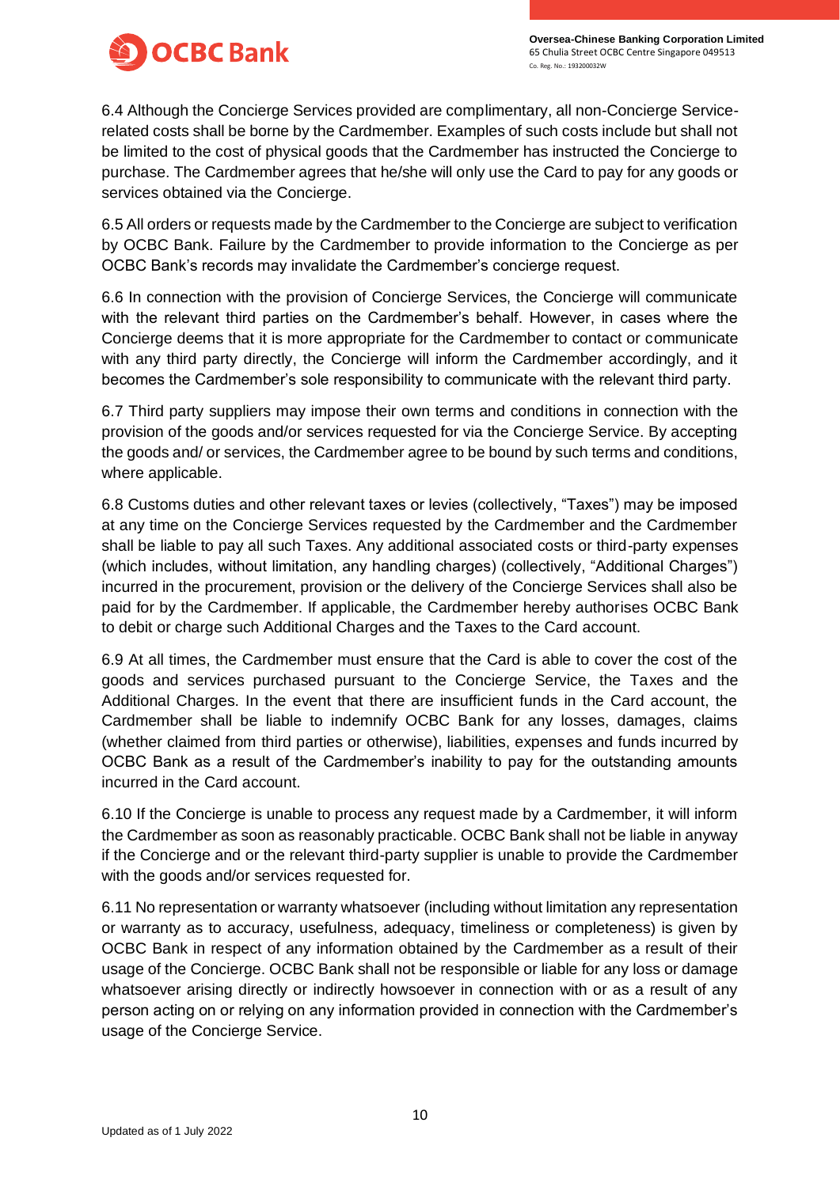6.4 Although the Concierge Services provided are complimentary, all non-Concierge Service-related costs shall be borne by the Cardmember. Examples of such costs include but shall not be limited to the cost of physical goods that the Cardmember has instructed the Concierge to purchase. The Cardmember agrees that he/she will only use the Card to pay for any goods or services obtained via the Concierge.

6.5 All orders or requests made by the Cardmember to the Concierge are subject to verification by OCBC Bank. Failure by the Cardmember to provide information to the Concierge as per OCBC Bank's records may invalidate the Cardmember's concierge request.

6.6 In connection with the provision of Concierge Services, the Concierge will communicate with the relevant third parties on the Cardmember's behalf. However, in cases where the Concierge deems that it is more appropriate for the Cardmember to contact or communicate with any third party directly, the Concierge will inform the Cardmember accordingly, and it becomes the Cardmember's sole responsibility to communicate with the relevant third party.

6.7 Third party suppliers may impose their own terms and conditions in connection with the provision of the goods and/or services requested for via the Concierge Service. By accepting the goods and/ or services, the Cardmember agree to be bound by such terms and conditions, where applicable.

6.8 Customs duties and other relevant taxes or levies (collectively, "Taxes") may be imposed at any time on the Concierge Services requested by the Cardmember and the Cardmember shall be liable to pay all such Taxes. Any additional associated costs or third-party expenses (which includes, without limitation, any handling charges) (collectively, "Additional Charges") incurred in the procurement, provision or the delivery of the Concierge Services shall also be paid for by the Cardmember. If applicable, the Cardmember hereby authorises OCBC Bank to debit or charge such Additional Charges and the Taxes to the Card account.

6.9 At all times, the Cardmember must ensure that the Card is able to cover the cost of the goods and services purchased pursuant to the Concierge Service, the Taxes and the Additional Charges. In the event that there are insufficient funds in the Card account, the Cardmember shall be liable to indemnify OCBC Bank for any losses, damages, claims (whether claimed from third parties or otherwise), liabilities, expenses and funds incurred by OCBC Bank as a result of the Cardmember's inability to pay for the outstanding amounts incurred in the Card account.

6.10 If the Concierge is unable to process any request made by a Cardmember, it will inform the Cardmember as soon as reasonably practicable. OCBC Bank shall not be liable in anyway if the Concierge and or the relevant third-party supplier is unable to provide the Cardmember with the goods and/or services requested for.

6.11 No representation or warranty whatsoever (including without limitation any representation or warranty as to accuracy, usefulness, adequacy, timeliness or completeness) is given by OCBC Bank in respect of any information obtained by the Cardmember as a result of their usage of the Concierge. OCBC Bank shall not be responsible or liable for any loss or damage whatsoever arising directly or indirectly howsoever in connection with or as a result of any person acting on or relying on any information provided in connection with the Cardmember's usage of the Concierge Service.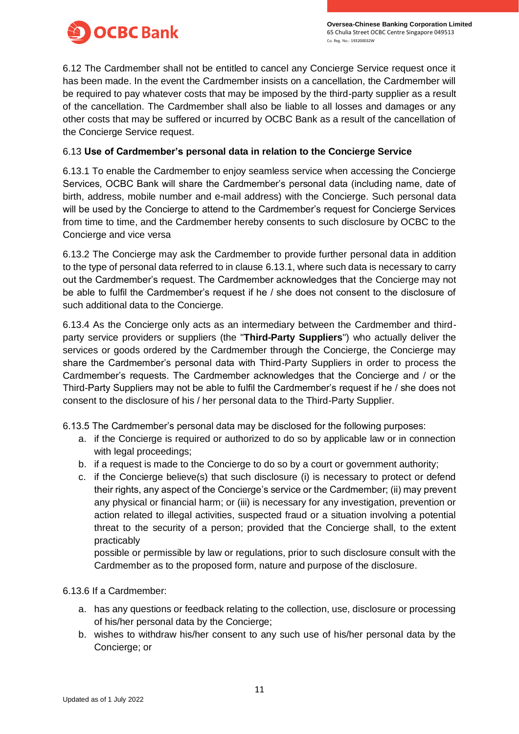6.12 The Cardmember shall not be entitled to cancel any Concierge Service request once it has been made. In the event the Cardmember insists on a cancellation, the Cardmember will be required to pay whatever costs that may be imposed by the third-party supplier as a result of the cancellation. The Cardmember shall also be liable to all losses and damages or any other costs that may be suffered or incurred by OCBC Bank as a result of the cancellation of the Concierge Service request.

6.13 **Use of Cardmember's personal data in relation to the Concierge Service**

6.13.1 To enable the Cardmember to enjoy seamless service when accessing the Concierge Services, OCBC Bank will share the Cardmember's personal data (including name, date of birth, address, mobile number and e-mail address) with the Concierge. Such personal data will be used by the Concierge to attend to the Cardmember's request for Concierge Services from time to time, and the Cardmember hereby consents to such disclosure by OCBC to the Concierge and vice versa

6.13.2 The Concierge may ask the Cardmember to provide further personal data in addition to the type of personal data referred to in clause 6.13.1, where such data is necessary to carry out the Cardmember's request. The Cardmember acknowledges that the Concierge may not be able to fulfil the Cardmember's request if he / she does not consent to the disclosure of such additional data to the Concierge.

6.13.4 As the Concierge only acts as an intermediary between the Cardmember and third-party service providers or suppliers (the "**Third-Party Suppliers**") who actually deliver the services or goods ordered by the Cardmember through the Concierge, the Concierge may share the Cardmember's personal data with Third-Party Suppliers in order to process the Cardmember's requests. The Cardmember acknowledges that the Concierge and / or the Third-Party Suppliers may not be able to fulfil the Cardmember's request if he / she does not consent to the disclosure of his / her personal data to the Third-Party Supplier.

6.13.5 The Cardmember's personal data may be disclosed for the following purposes:

a. if the Concierge is required or authorized to do so by applicable law or in connection with legal proceedings;
b. if a request is made to the Concierge to do so by a court or government authority;
c. if the Concierge believe(s) that such disclosure (i) is necessary to protect or defend their rights, any aspect of the Concierge's service or the Cardmember; (ii) may prevent any physical or financial harm; or (iii) is necessary for any investigation, prevention or action related to illegal activities, suspected fraud or a situation involving a potential threat to the security of a person; provided that the Concierge shall, to the extent practicably possible or permissible by law or regulations, prior to such disclosure consult with the Cardmember as to the proposed form, nature and purpose of the disclosure.

6.13.6 If a Cardmember:

a. has any questions or feedback relating to the collection, use, disclosure or processing of his/her personal data by the Concierge;
b. wishes to withdraw his/her consent to any such use of his/her personal data by the Concierge; or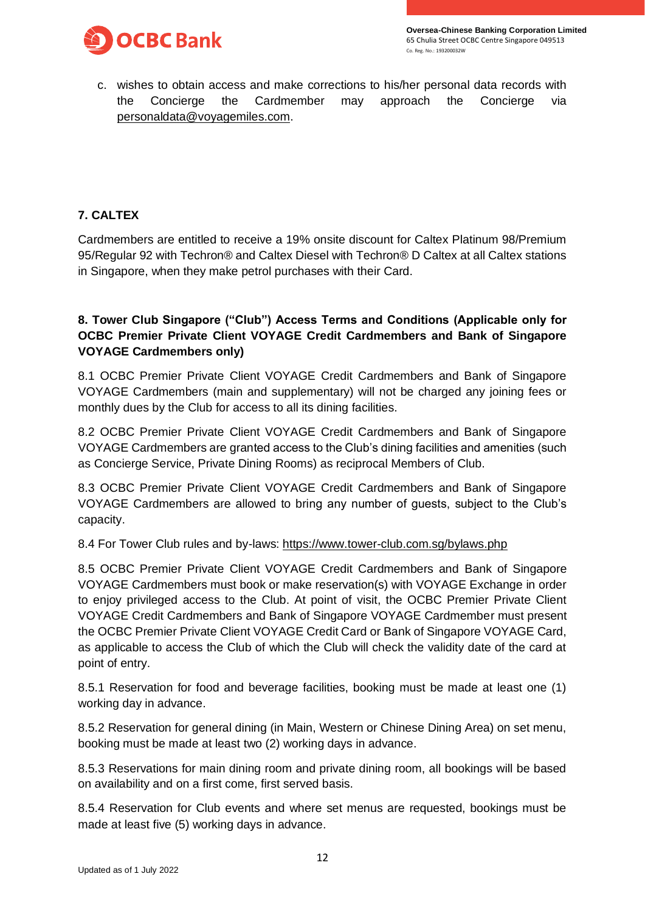c. wishes to obtain access and make corrections to his/her personal data records with the Concierge the Cardmember may approach the Concierge via personaldata@voyagemiles.com.

## 7. CALTEX

Cardmembers are entitled to receive a 19% onsite discount for Caltex Platinum 98/Premium 95/Regular 92 with Techron® and Caltex Diesel with Techron® D Caltex at all Caltex stations in Singapore, when they make petrol purchases with their Card.

## 8. Tower Club Singapore ("Club") Access Terms and Conditions (Applicable only for OCBC Premier Private Client VOYAGE Credit Cardmembers and Bank of Singapore VOYAGE Cardmembers only)

8.1 OCBC Premier Private Client VOYAGE Credit Cardmembers and Bank of Singapore VOYAGE Cardmembers (main and supplementary) will not be charged any joining fees or monthly dues by the Club for access to all its dining facilities.

8.2 OCBC Premier Private Client VOYAGE Credit Cardmembers and Bank of Singapore VOYAGE Cardmembers are granted access to the Club's dining facilities and amenities (such as Concierge Service, Private Dining Rooms) as reciprocal Members of Club.

8.3 OCBC Premier Private Client VOYAGE Credit Cardmembers and Bank of Singapore VOYAGE Cardmembers are allowed to bring any number of guests, subject to the Club's capacity.

8.4 For Tower Club rules and by-laws: https://www.tower-club.com.sg/bylaws.php

8.5 OCBC Premier Private Client VOYAGE Credit Cardmembers and Bank of Singapore VOYAGE Cardmembers must book or make reservation(s) with VOYAGE Exchange in order to enjoy privileged access to the Club. At point of visit, the OCBC Premier Private Client VOYAGE Credit Cardmembers and Bank of Singapore VOYAGE Cardmember must present the OCBC Premier Private Client VOYAGE Credit Card or Bank of Singapore VOYAGE Card, as applicable to access the Club of which the Club will check the validity date of the card at point of entry.

8.5.1 Reservation for food and beverage facilities, booking must be made at least one (1) working day in advance.

8.5.2 Reservation for general dining (in Main, Western or Chinese Dining Area) on set menu, booking must be made at least two (2) working days in advance.

8.5.3 Reservations for main dining room and private dining room, all bookings will be based on availability and on a first come, first served basis.

8.5.4 Reservation for Club events and where set menus are requested, bookings must be made at least five (5) working days in advance.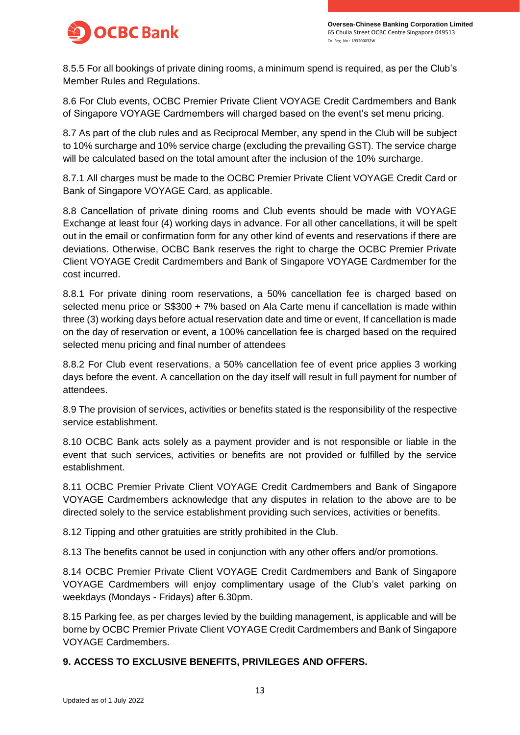8.5.5 For all bookings of private dining rooms, a minimum spend is required, as per the Club's Member Rules and Regulations.

8.6 For Club events, OCBC Premier Private Client VOYAGE Credit Cardmembers and Bank of Singapore VOYAGE Cardmembers will charged based on the event's set menu pricing.

8.7 As part of the club rules and as Reciprocal Member, any spend in the Club will be subject to 10% surcharge and 10% service charge (excluding the prevailing GST). The service charge will be calculated based on the total amount after the inclusion of the 10% surcharge.

8.7.1 All charges must be made to the OCBC Premier Private Client VOYAGE Credit Card or Bank of Singapore VOYAGE Card, as applicable.

8.8 Cancellation of private dining rooms and Club events should be made with VOYAGE Exchange at least four (4) working days in advance. For all other cancellations, it will be spelt out in the email or confirmation form for any other kind of events and reservations if there are deviations. Otherwise, OCBC Bank reserves the right to charge the OCBC Premier Private Client VOYAGE Credit Cardmembers and Bank of Singapore VOYAGE Cardmember for the cost incurred.

8.8.1 For private dining room reservations, a 50% cancellation fee is charged based on selected menu price or S$300 + 7% based on Ala Carte menu if cancellation is made within three (3) working days before actual reservation date and time or event, If cancellation is made on the day of reservation or event, a 100% cancellation fee is charged based on the required selected menu pricing and final number of attendees

8.8.2 For Club event reservations, a 50% cancellation fee of event price applies 3 working days before the event. A cancellation on the day itself will result in full payment for number of attendees.

8.9 The provision of services, activities or benefits stated is the responsibility of the respective service establishment.

8.10 OCBC Bank acts solely as a payment provider and is not responsible or liable in the event that such services, activities or benefits are not provided or fulfilled by the service establishment.

8.11 OCBC Premier Private Client VOYAGE Credit Cardmembers and Bank of Singapore VOYAGE Cardmembers acknowledge that any disputes in relation to the above are to be directed solely to the service establishment providing such services, activities or benefits.

8.12 Tipping and other gratuities are stritly prohibited in the Club.

8.13 The benefits cannot be used in conjunction with any other offers and/or promotions.

8.14 OCBC Premier Private Client VOYAGE Credit Cardmembers and Bank of Singapore VOYAGE Cardmembers will enjoy complimentary usage of the Club's valet parking on weekdays (Mondays - Fridays) after 6.30pm.

8.15 Parking fee, as per charges levied by the building management, is applicable and will be borne by OCBC Premier Private Client VOYAGE Credit Cardmembers and Bank of Singapore VOYAGE Cardmembers.

**9. ACCESS TO EXCLUSIVE BENEFITS, PRIVILEGES AND OFFERS.**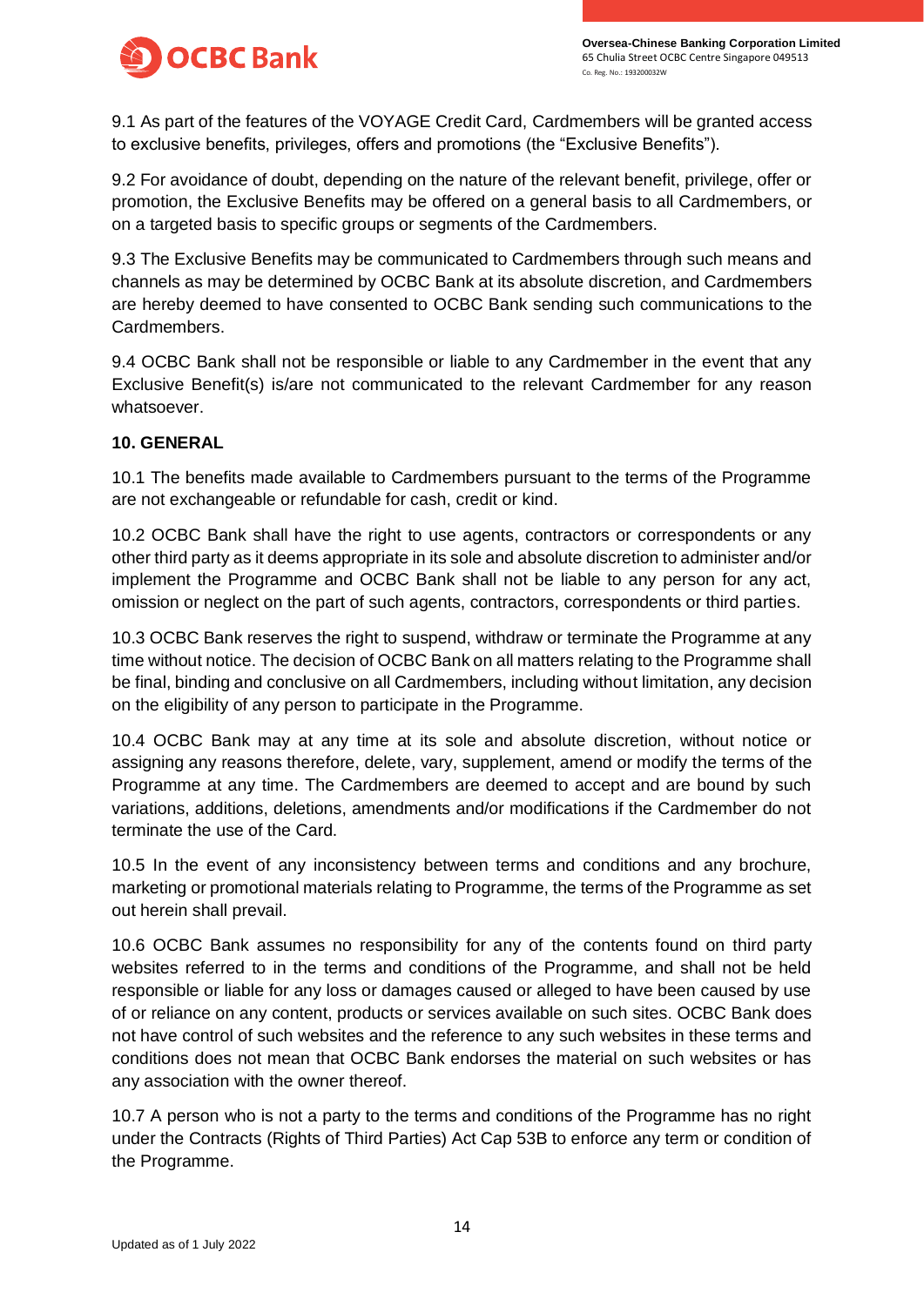9.1 As part of the features of the VOYAGE Credit Card, Cardmembers will be granted access to exclusive benefits, privileges, offers and promotions (the "Exclusive Benefits").

9.2 For avoidance of doubt, depending on the nature of the relevant benefit, privilege, offer or promotion, the Exclusive Benefits may be offered on a general basis to all Cardmembers, or on a targeted basis to specific groups or segments of the Cardmembers.

9.3 The Exclusive Benefits may be communicated to Cardmembers through such means and channels as may be determined by OCBC Bank at its absolute discretion, and Cardmembers are hereby deemed to have consented to OCBC Bank sending such communications to the Cardmembers.

9.4 OCBC Bank shall not be responsible or liable to any Cardmember in the event that any Exclusive Benefit(s) is/are not communicated to the relevant Cardmember for any reason whatsoever.

**10. GENERAL**

10.1 The benefits made available to Cardmembers pursuant to the terms of the Programme are not exchangeable or refundable for cash, credit or kind.

10.2 OCBC Bank shall have the right to use agents, contractors or correspondents or any other third party as it deems appropriate in its sole and absolute discretion to administer and/or implement the Programme and OCBC Bank shall not be liable to any person for any act, omission or neglect on the part of such agents, contractors, correspondents or third parties.

10.3 OCBC Bank reserves the right to suspend, withdraw or terminate the Programme at any time without notice. The decision of OCBC Bank on all matters relating to the Programme shall be final, binding and conclusive on all Cardmembers, including without limitation, any decision on the eligibility of any person to participate in the Programme.

10.4 OCBC Bank may at any time at its sole and absolute discretion, without notice or assigning any reasons therefore, delete, vary, supplement, amend or modify the terms of the Programme at any time. The Cardmembers are deemed to accept and are bound by such variations, additions, deletions, amendments and/or modifications if the Cardmember do not terminate the use of the Card.

10.5 In the event of any inconsistency between terms and conditions and any brochure, marketing or promotional materials relating to Programme, the terms of the Programme as set out herein shall prevail.

10.6 OCBC Bank assumes no responsibility for any of the contents found on third party websites referred to in the terms and conditions of the Programme, and shall not be held responsible or liable for any loss or damages caused or alleged to have been caused by use of or reliance on any content, products or services available on such sites. OCBC Bank does not have control of such websites and the reference to any such websites in these terms and conditions does not mean that OCBC Bank endorses the material on such websites or has any association with the owner thereof.

10.7 A person who is not a party to the terms and conditions of the Programme has no right under the Contracts (Rights of Third Parties) Act Cap 53B to enforce any term or condition of the Programme.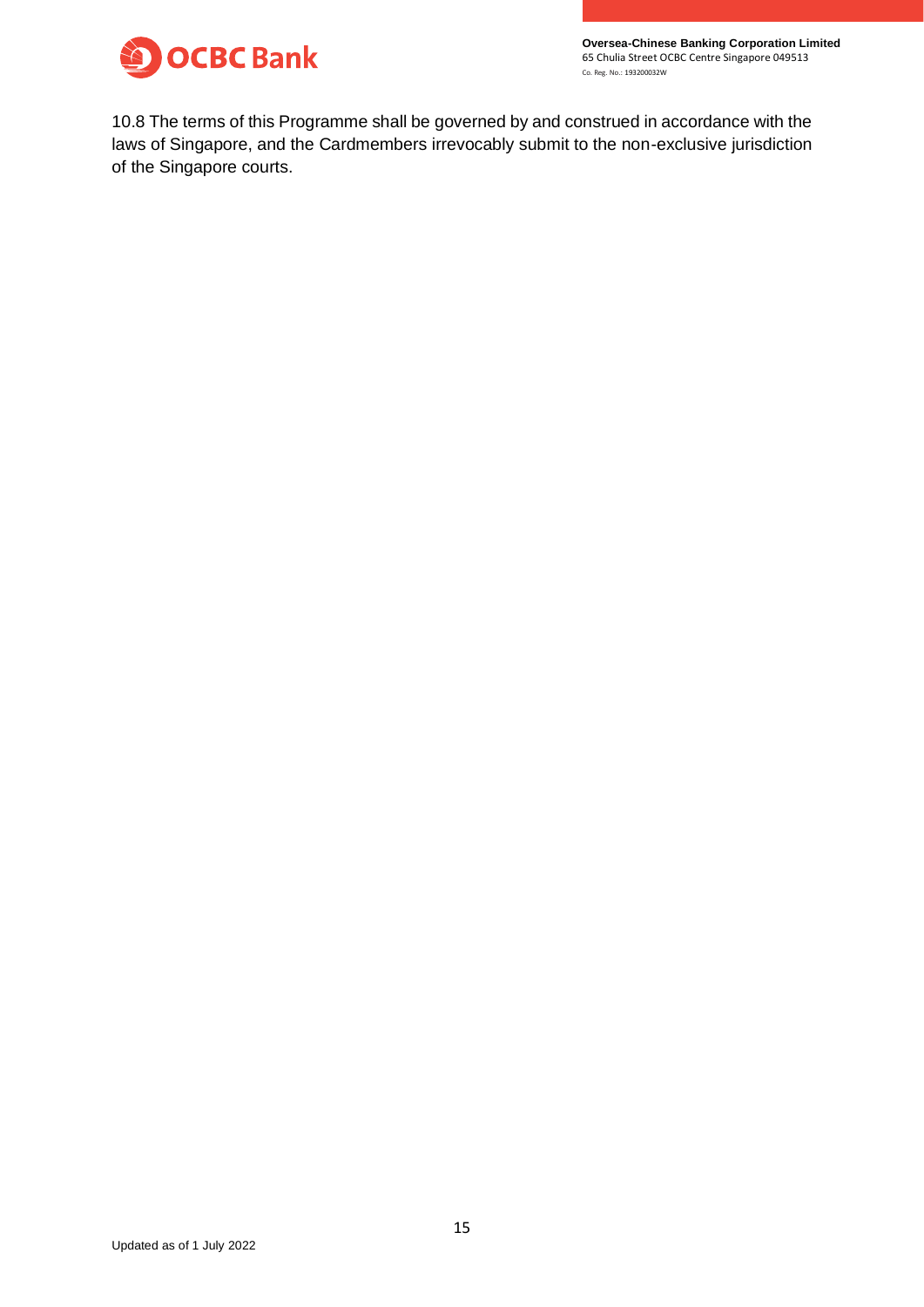10.8 The terms of this Programme shall be governed by and construed in accordance with the laws of Singapore, and the Cardmembers irrevocably submit to the non-exclusive jurisdiction of the Singapore courts.